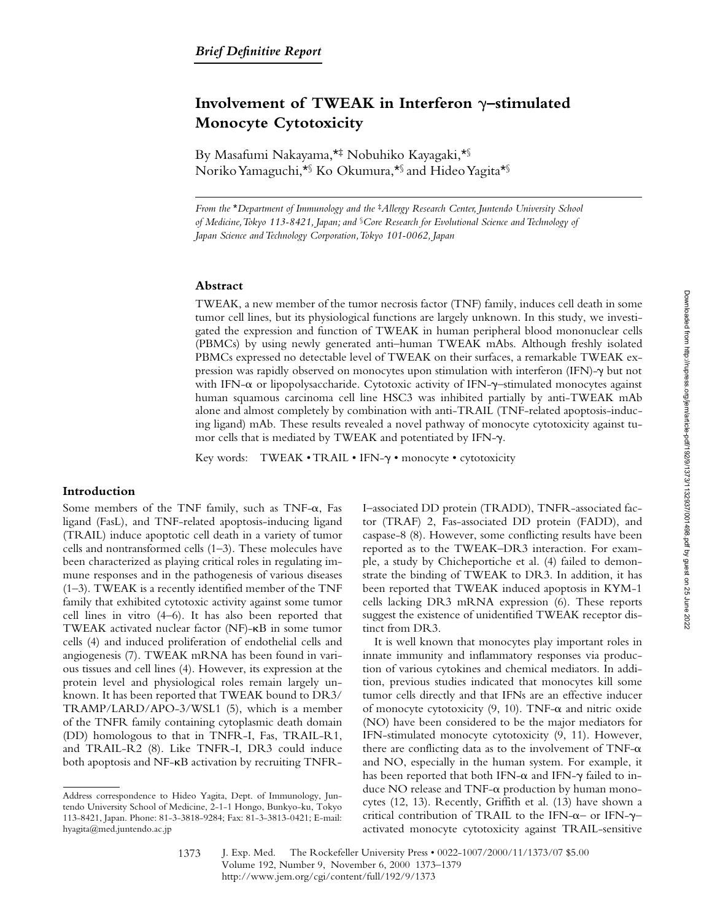*Brief Definitive Report*

# Involvement of TWEAK in Interferon γ–stimulated Monocyte Cytotoxicity

By Masafumi Nakayama,*‡ Nobuhiko Kayagaki,*§ Noriko Yamaguchi,*§ Ko Okumura,*§ and Hideo Yagita*§

*From the \*Department of Immunology and the ‡Allergy Research Center, Juntendo University School of Medicine, Tokyo 113-8421, Japan; and §Core Research for Evolutional Science and Technology of Japan Science and Technology Corporation, Tokyo 101-0062, Japan*

## Abstract

TWEAK, a new member of the tumor necrosis factor (TNF) family, induces cell death in some tumor cell lines, but its physiological functions are largely unknown. In this study, we investigated the expression and function of TWEAK in human peripheral blood mononuclear cells (PBMCs) by using newly generated anti–human TWEAK mAbs. Although freshly isolated PBMCs expressed no detectable level of TWEAK on their surfaces, a remarkable TWEAK expression was rapidly observed on monocytes upon stimulation with interferon (IFN)-γ but not with IFN-α or lipopolysaccharide. Cytotoxic activity of IFN-γ–stimulated monocytes against human squamous carcinoma cell line HSC3 was inhibited partially by anti-TWEAK mAb alone and almost completely by combination with anti-TRAIL (TNF-related apoptosis-inducing ligand) mAb. These results revealed a novel pathway of monocyte cytotoxicity against tumor cells that is mediated by TWEAK and potentiated by IFN-γ.

Key words: TWEAK • TRAIL • IFN-γ • monocyte • cytotoxicity

## Introduction

Some members of the TNF family, such as TNF-α, Fas ligand (FasL), and TNF-related apoptosis-inducing ligand (TRAIL) induce apoptotic cell death in a variety of tumor cells and nontransformed cells (1–3). These molecules have been characterized as playing critical roles in regulating immune responses and in the pathogenesis of various diseases (1–3). TWEAK is a recently identified member of the TNF family that exhibited cytotoxic activity against some tumor cell lines in vitro (4–6). It has also been reported that TWEAK activated nuclear factor (NF)-κB in some tumor cells (4) and induced proliferation of endothelial cells and angiogenesis (7). TWEAK mRNA has been found in various tissues and cell lines (4). However, its expression at the protein level and physiological roles remain largely unknown. It has been reported that TWEAK bound to DR3/TRAMP/LARD/APO-3/WSL1 (5), which is a member of the TNFR family containing cytoplasmic death domain (DD) homologous to that in TNFR-I, Fas, TRAIL-R1, and TRAIL-R2 (8). Like TNFR-I, DR3 could induce both apoptosis and NF-κB activation by recruiting TNFR-I–associated DD protein (TRADD), TNFR-associated factor (TRAF) 2, Fas-associated DD protein (FADD), and caspase-8 (8). However, some conflicting results have been reported as to the TWEAK–DR3 interaction. For example, a study by Chicheportiche et al. (4) failed to demonstrate the binding of TWEAK to DR3. In addition, it has been reported that TWEAK induced apoptosis in KYM-1 cells lacking DR3 mRNA expression (6). These reports suggest the existence of unidentified TWEAK receptor distinct from DR3.

It is well known that monocytes play important roles in innate immunity and inflammatory responses via production of various cytokines and chemical mediators. In addition, previous studies indicated that monocytes kill some tumor cells directly and that IFNs are an effective inducer of monocyte cytotoxicity (9, 10). TNF-α and nitric oxide (NO) have been considered to be the major mediators for IFN-stimulated monocyte cytotoxicity (9, 11). However, there are conflicting data as to the involvement of TNF-α and NO, especially in the human system. For example, it has been reported that both IFN-α and IFN-γ failed to induce NO release and TNF-α production by human monocytes (12, 13). Recently, Griffith et al. (13) have shown a critical contribution of TRAIL to the IFN-α– or IFN-γ–activated monocyte cytotoxicity against TRAIL-sensitive

Address correspondence to Hideo Yagita, Dept. of Immunology, Juntendo University School of Medicine, 2-1-1 Hongo, Bunkyo-ku, Tokyo 113-8421, Japan. Phone: 81-3-3818-9284; Fax: 81-3-3813-0421; E-mail: hyagita@med.juntendo.ac.jp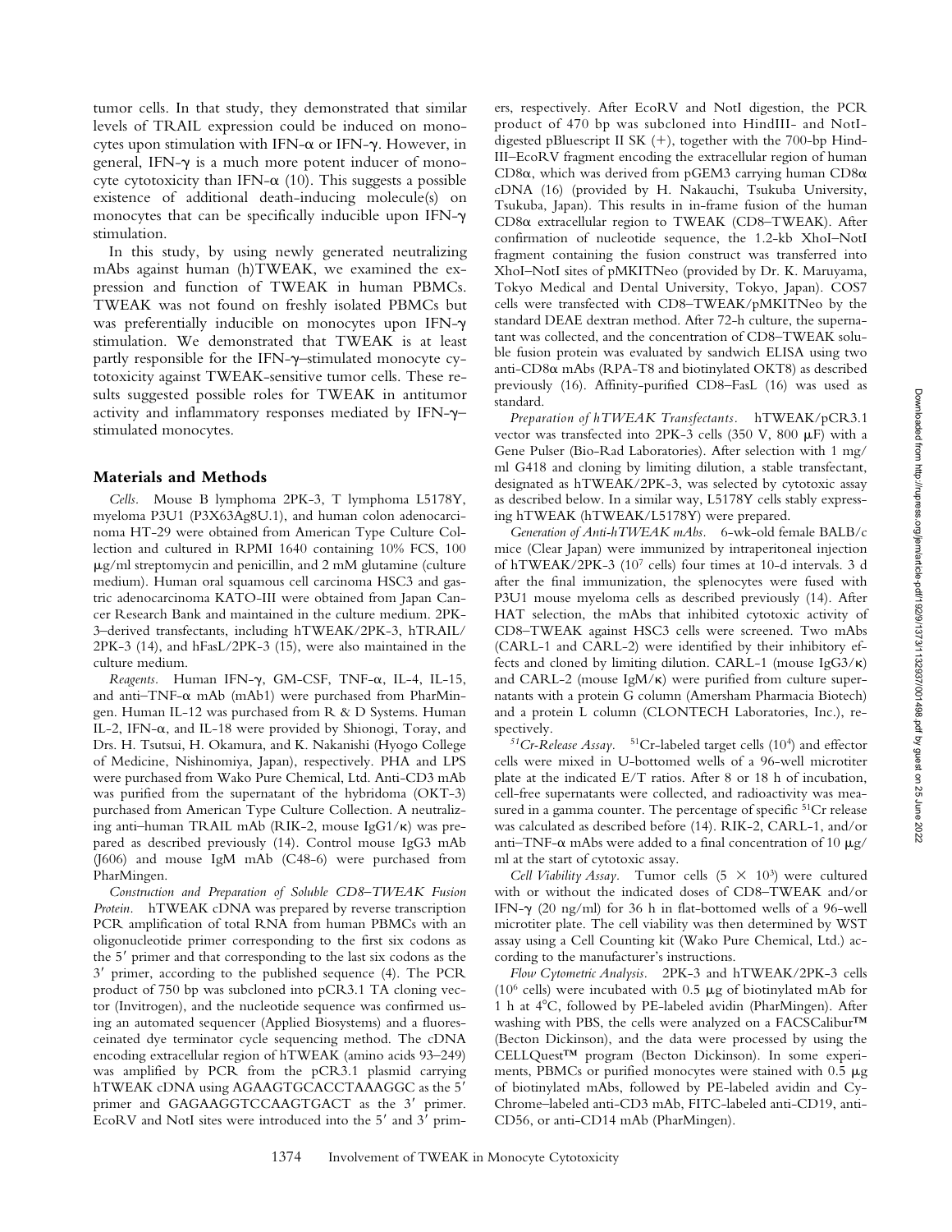tumor cells. In that study, they demonstrated that similar levels of TRAIL expression could be induced on monocytes upon stimulation with IFN-α or IFN-γ. However, in general, IFN-γ is a much more potent inducer of monocyte cytotoxicity than IFN-α (10). This suggests a possible existence of additional death-inducing molecule(s) on monocytes that can be specifically inducible upon IFN-γ stimulation.

In this study, by using newly generated neutralizing mAbs against human (h)TWEAK, we examined the expression and function of TWEAK in human PBMCs. TWEAK was not found on freshly isolated PBMCs but was preferentially inducible on monocytes upon IFN-γ stimulation. We demonstrated that TWEAK is at least partly responsible for the IFN-γ–stimulated monocyte cytotoxicity against TWEAK-sensitive tumor cells. These results suggested possible roles for TWEAK in antitumor activity and inflammatory responses mediated by IFN-γ–stimulated monocytes.

## Materials and Methods

*Cells.* Mouse B lymphoma 2PK-3, T lymphoma L5178Y, myeloma P3U1 (P3X63Ag8U.1), and human colon adenocarcinoma HT-29 were obtained from American Type Culture Collection and cultured in RPMI 1640 containing 10% FCS, 100 μg/ml streptomycin and penicillin, and 2 mM glutamine (culture medium). Human oral squamous cell carcinoma HSC3 and gastric adenocarcinoma KATO-III were obtained from Japan Cancer Research Bank and maintained in the culture medium. 2PK-3–derived transfectants, including hTWEAK/2PK-3, hTRAIL/2PK-3 (14), and hFasL/2PK-3 (15), were also maintained in the culture medium.

*Reagents.* Human IFN-γ, GM-CSF, TNF-α, IL-4, IL-15, and anti–TNF-α mAb (mAb1) were purchased from PharMingen. Human IL-12 was purchased from R & D Systems. Human IL-2, IFN-α, and IL-18 were provided by Shionogi, Toray, and Drs. H. Tsutsui, H. Okamura, and K. Nakanishi (Hyogo College of Medicine, Nishinomiya, Japan), respectively. PHA and LPS were purchased from Wako Pure Chemical, Ltd. Anti-CD3 mAb was purified from the supernatant of the hybridoma (OKT-3) purchased from American Type Culture Collection. A neutralizing anti–human TRAIL mAb (RIK-2, mouse IgG1/κ) was prepared as described previously (14). Control mouse IgG3 mAb (J606) and mouse IgM mAb (C48-6) were purchased from PharMingen.

*Construction and Preparation of Soluble CD8–TWEAK Fusion Protein.* hTWEAK cDNA was prepared by reverse transcription PCR amplification of total RNA from human PBMCs with an oligonucleotide primer corresponding to the first six codons as the 5′ primer and that corresponding to the last six codons as the 3′ primer, according to the published sequence (4). The PCR product of 750 bp was subcloned into pCR3.1 TA cloning vector (Invitrogen), and the nucleotide sequence was confirmed using an automated sequencer (Applied Biosystems) and a fluoresceinated dye terminator cycle sequencing method. The cDNA encoding extracellular region of hTWEAK (amino acids 93–249) was amplified by PCR from the pCR3.1 plasmid carrying hTWEAK cDNA using AGAAGTGCACCTAAAGGC as the 5′ primer and GAGAAGGTCCAAGTGACT as the 3′ primer. EcoRV and NotI sites were introduced into the 5′ and 3′ primers, respectively. After EcoRV and NotI digestion, the PCR product of 470 bp was subcloned into HindIII- and NotI-digested pBluescript II SK (+), together with the 700-bp HindIII–EcoRV fragment encoding the extracellular region of human CD8α, which was derived from pGEM3 carrying human CD8α cDNA (16) (provided by H. Nakauchi, Tsukuba University, Tsukuba, Japan). This results in in-frame fusion of the human CD8α extracellular region to TWEAK (CD8–TWEAK). After confirmation of nucleotide sequence, the 1.2-kb XhoI–NotI fragment containing the fusion construct was transferred into XhoI–NotI sites of pMKITNeo (provided by Dr. K. Maruyama, Tokyo Medical and Dental University, Tokyo, Japan). COS7 cells were transfected with CD8–TWEAK/pMKITNeo by the standard DEAE dextran method. After 72-h culture, the supernatant was collected, and the concentration of CD8–TWEAK soluble fusion protein was evaluated by sandwich ELISA using two anti-CD8α mAbs (RPA-T8 and biotinylated OKT8) as described previously (16). Affinity-purified CD8–FasL (16) was used as standard.

*Preparation of hTWEAK Transfectants.* hTWEAK/pCR3.1 vector was transfected into 2PK-3 cells (350 V, 800 μF) with a Gene Pulser (Bio-Rad Laboratories). After selection with 1 mg/ml G418 and cloning by limiting dilution, a stable transfectant, designated as hTWEAK/2PK-3, was selected by cytotoxic assay as described below. In a similar way, L5178Y cells stably expressing hTWEAK (hTWEAK/L5178Y) were prepared.

*Generation of Anti-hTWEAK mAbs.* 6-wk-old female BALB/c mice (Clear Japan) were immunized by intraperitoneal injection of hTWEAK/2PK-3 ($10^7$ cells) four times at 10-d intervals. 3 d after the final immunization, the splenocytes were fused with P3U1 mouse myeloma cells as described previously (14). After HAT selection, the mAbs that inhibited cytotoxic activity of CD8–TWEAK against HSC3 cells were screened. Two mAbs (CARL-1 and CARL-2) were identified by their inhibitory effects and cloned by limiting dilution. CARL-1 (mouse IgG3/κ) and CARL-2 (mouse IgM/κ) were purified from culture supernatants with a protein G column (Amersham Pharmacia Biotech) and a protein L column (CLONTECH Laboratories, Inc.), respectively.

*$^{51}$Cr-Release Assay.* $^{51}$Cr-labeled target cells ($10^4$) and effector cells were mixed in U-bottomed wells of a 96-well microtiter plate at the indicated E/T ratios. After 8 or 18 h of incubation, cell-free supernatants were collected, and radioactivity was measured in a gamma counter. The percentage of specific $^{51}$Cr release was calculated as described before (14). RIK-2, CARL-1, and/or anti–TNF-α mAbs were added to a final concentration of 10 μg/ml at the start of cytotoxic assay.

*Cell Viability Assay.* Tumor cells ($5 \times 10^3$) were cultured with or without the indicated doses of CD8–TWEAK and/or IFN-γ (20 ng/ml) for 36 h in flat-bottomed wells of a 96-well microtiter plate. The cell viability was then determined by WST assay using a Cell Counting kit (Wako Pure Chemical, Ltd.) according to the manufacturer's instructions.

*Flow Cytometric Analysis.* 2PK-3 and hTWEAK/2PK-3 cells ($10^6$ cells) were incubated with 0.5 μg of biotinylated mAb for 1 h at 4°C, followed by PE-labeled avidin (PharMingen). After washing with PBS, the cells were analyzed on a FACSCalibur™ (Becton Dickinson), and the data were processed by using the CELLQuest™ program (Becton Dickinson). In some experiments, PBMCs or purified monocytes were stained with 0.5 μg of biotinylated mAbs, followed by PE-labeled avidin and Cy-Chrome–labeled anti-CD3 mAb, FITC-labeled anti-CD19, anti-CD56, or anti-CD14 mAb (PharMingen).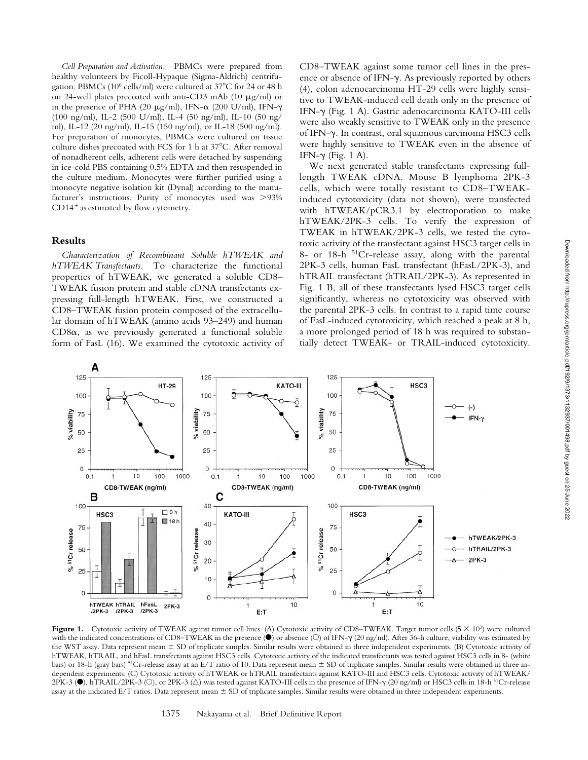*Cell Preparation and Activation.* PBMCs were prepared from healthy volunteers by Ficoll-Hypaque (Sigma-Aldrich) centrifugation. PBMCs ($10^6$ cells/ml) were cultured at 37°C for 24 or 48 h on 24-well plates precoated with anti-CD3 mAb (10 μg/ml) or in the presence of PHA (20 μg/ml), IFN-α (200 U/ml), IFN-γ (100 ng/ml), IL-2 (500 U/ml), IL-4 (50 ng/ml), IL-10 (50 ng/ml), IL-12 (20 ng/ml), IL-15 (150 ng/ml), or IL-18 (500 ng/ml). For preparation of monocytes, PBMCs were cultured on tissue culture dishes precoated with FCS for 1 h at 37°C. After removal of nonadherent cells, adherent cells were detached by suspending in ice-cold PBS containing 0.5% EDTA and then resuspended in the culture medium. Monocytes were further purified using a monocyte negative isolation kit (Dynal) according to the manufacturer's instructions. Purity of monocytes used was >93% $CD14^+$ as estimated by flow cytometry.

## Results

*Characterization of Recombinant Soluble hTWEAK and hTWEAK Transfectants.* To characterize the functional properties of hTWEAK, we generated a soluble CD8–TWEAK fusion protein and stable cDNA transfectants expressing full-length hTWEAK. First, we constructed a CD8–TWEAK fusion protein composed of the extracellular domain of hTWEAK (amino acids 93–249) and human CD8α, as we previously generated a functional soluble form of FasL (16). We examined the cytotoxic activity of CD8–TWEAK against some tumor cell lines in the presence or absence of IFN-γ. As previously reported by others (4), colon adenocarcinoma HT-29 cells were highly sensitive to TWEAK-induced cell death only in the presence of IFN-γ (Fig. 1 A). Gastric adenocarcinoma KATO-III cells were also weakly sensitive to TWEAK only in the presence of IFN-γ. In contrast, oral squamous carcinoma HSC3 cells were highly sensitive to TWEAK even in the absence of IFN-γ (Fig. 1 A).

We next generated stable transfectants expressing full-length TWEAK cDNA. Mouse B lymphoma 2PK-3 cells, which were totally resistant to CD8–TWEAK-induced cytotoxicity (data not shown), were transfected with hTWEAK/pCR3.1 by electroporation to make hTWEAK/2PK-3 cells. To verify the expression of TWEAK in hTWEAK/2PK-3 cells, we tested the cytotoxic activity of the transfectant against HSC3 target cells in 8- or 18-h $^{51}$Cr-release assay, along with the parental 2PK-3 cells, human FasL transfectant (hFasL/2PK-3), and hTRAIL transfectant (hTRAIL/2PK-3). As represented in Fig. 1 B, all of these transfectants lysed HSC3 target cells significantly, whereas no cytotoxicity was observed with the parental 2PK-3 cells. In contrast to a rapid time course of FasL-induced cytotoxicity, which reached a peak at 8 h, a more prolonged period of 18 h was required to substantially detect TWEAK- or TRAIL-induced cytotoxicity.

A

HT-29

KATO-III

HSC3

% viability

CD8-TWEAK (ng/ml)

(-)

IFN-γ

B

HSC3

8 h

18 h

% $^{51}$Cr release

hTWEAK /2PK-3

hTRAIL /2PK-3

hFasL /2PK-3

2PK-3

C

KATO-III

HSC3

% $^{51}$Cr release

E:T

hTWEAK/2PK-3

hTRAIL/2PK-3

2PK-3

**Figure 1.** Cytotoxic activity of TWEAK against tumor cell lines. (A) Cytotoxic activity of CD8–TWEAK. Target tumor cells ($5 \times 10^3$) were cultured with the indicated concentrations of CD8–TWEAK in the presence (●) or absence (○) of IFN-γ (20 ng/ml). After 36-h culture, viability was estimated by the WST assay. Data represent mean ± SD of triplicate samples. Similar results were obtained in three independent experiments. (B) Cytotoxic activity of hTWEAK, hTRAIL, and hFasL transfectants against HSC3 cells. Cytotoxic activity of the indicated transfectants was tested against HSC3 cells in 8- (white bars) or 18-h (gray bars) $^{51}$Cr-release assay at an E/T ratio of 10. Data represent mean ± SD of triplicate samples. Similar results were obtained in three independent experiments. (C) Cytotoxic activity of hTWEAK or hTRAIL transfectants against KATO-III and HSC3 cells. Cytotoxic activity of hTWEAK/2PK-3 (●), hTRAIL/2PK-3 (○), or 2PK-3 (△) was tested against KATO-III cells in the presence of IFN-γ (20 ng/ml) or HSC3 cells in 18-h $^{51}$Cr-release assay at the indicated E/T ratios. Data represent mean ± SD of triplicate samples. Similar results were obtained in three independent experiments.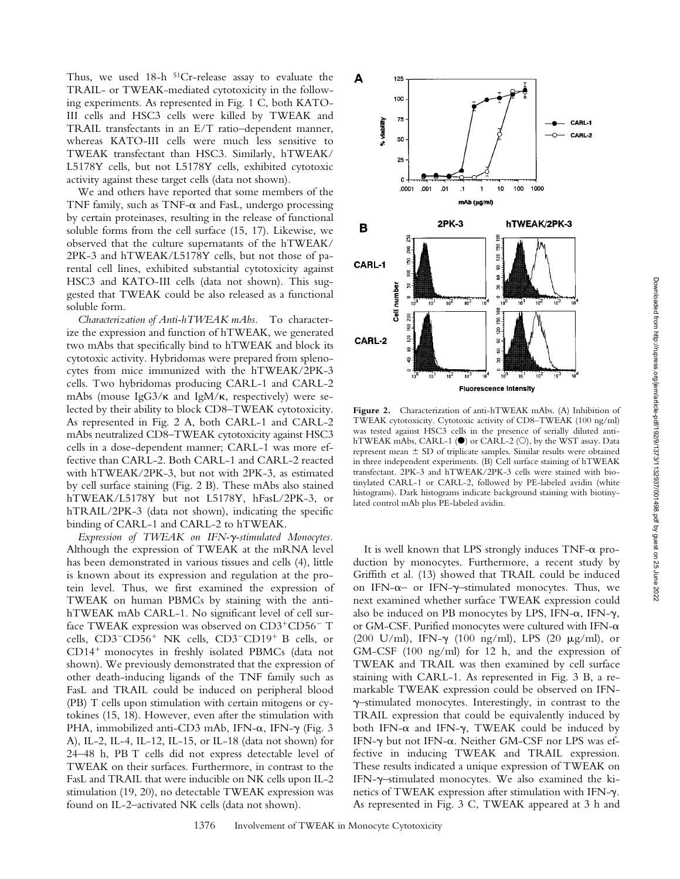Thus, we used 18-h $^{51}$Cr-release assay to evaluate the TRAIL- or TWEAK-mediated cytotoxicity in the following experiments. As represented in Fig. 1 C, both KATO-III cells and HSC3 cells were killed by TWEAK and TRAIL transfectants in an E/T ratio–dependent manner, whereas KATO-III cells were much less sensitive to TWEAK transfectant than HSC3. Similarly, hTWEAK/L5178Y cells, but not L5178Y cells, exhibited cytotoxic activity against these target cells (data not shown).

We and others have reported that some members of the TNF family, such as TNF-α and FasL, undergo processing by certain proteinases, resulting in the release of functional soluble forms from the cell surface (15, 17). Likewise, we observed that the culture supernatants of the hTWEAK/2PK-3 and hTWEAK/L5178Y cells, but not those of parental cell lines, exhibited substantial cytotoxicity against HSC3 and KATO-III cells (data not shown). This suggested that TWEAK could be also released as a functional soluble form.

*Characterization of Anti-hTWEAK mAbs.* To characterize the expression and function of hTWEAK, we generated two mAbs that specifically bind to hTWEAK and block its cytotoxic activity. Hybridomas were prepared from splenocytes from mice immunized with the hTWEAK/2PK-3 cells. Two hybridomas producing CARL-1 and CARL-2 mAbs (mouse IgG3/κ and IgM/κ, respectively) were selected by their ability to block CD8–TWEAK cytotoxicity. As represented in Fig. 2 A, both CARL-1 and CARL-2 mAbs neutralized CD8–TWEAK cytotoxicity against HSC3 cells in a dose-dependent manner; CARL-1 was more effective than CARL-2. Both CARL-1 and CARL-2 reacted with hTWEAK/2PK-3, but not with 2PK-3, as estimated by cell surface staining (Fig. 2 B). These mAbs also stained hTWEAK/L5178Y but not L5178Y, hFasL/2PK-3, or hTRAIL/2PK-3 (data not shown), indicating the specific binding of CARL-1 and CARL-2 to hTWEAK.

*Expression of TWEAK on IFN-γ-stimulated Monocytes.* Although the expression of TWEAK at the mRNA level has been demonstrated in various tissues and cells (4), little is known about its expression and regulation at the protein level. Thus, we first examined the expression of TWEAK on human PBMCs by staining with the anti-hTWEAK mAb CARL-1. No significant level of cell surface TWEAK expression was observed on CD3$^+$CD56$^-$ T cells, CD3$^-$CD56$^+$ NK cells, CD3$^-$CD19$^+$ B cells, or CD14$^+$ monocytes in freshly isolated PBMCs (data not shown). We previously demonstrated that the expression of other death-inducing ligands of the TNF family such as FasL and TRAIL could be induced on peripheral blood (PB) T cells upon stimulation with certain mitogens or cytokines (15, 18). However, even after the stimulation with PHA, immobilized anti-CD3 mAb, IFN-α, IFN-γ (Fig. 3 A), IL-2, IL-4, IL-12, IL-15, or IL-18 (data not shown) for 24–48 h, PB T cells did not express detectable level of TWEAK on their surfaces. Furthermore, in contrast to the FasL and TRAIL that were inducible on NK cells upon IL-2 stimulation (19, 20), no detectable TWEAK expression was found on IL-2–activated NK cells (data not shown).

A

125
100
75
50
25
0
% viability
.0001 .001 .01 .1 1 10 100 1000
mAb (μg/ml)
CARL-1
CARL-2

B

2PK-3
hTWEAK/2PK-3
CARL-1
CARL-2
Cell number
Fluorescence Intensity

**Figure 2.** Characterization of anti-hTWEAK mAbs. (A) Inhibition of TWEAK cytotoxicity. Cytotoxic activity of CD8–TWEAK (100 ng/ml) was tested against HSC3 cells in the presence of serially diluted anti-hTWEAK mAbs, CARL-1 (●) or CARL-2 (○), by the WST assay. Data represent mean ± SD of triplicate samples. Similar results were obtained in three independent experiments. (B) Cell surface staining of hTWEAK transfectant. 2PK-3 and hTWEAK/2PK-3 cells were stained with biotinylated CARL-1 or CARL-2, followed by PE-labeled avidin (white histograms). Dark histograms indicate background staining with biotinylated control mAb plus PE-labeled avidin.

It is well known that LPS strongly induces TNF-α production by monocytes. Furthermore, a recent study by Griffith et al. (13) showed that TRAIL could be induced on IFN-α– or IFN-γ–stimulated monocytes. Thus, we next examined whether surface TWEAK expression could also be induced on PB monocytes by LPS, IFN-α, IFN-γ, or GM-CSF. Purified monocytes were cultured with IFN-α (200 U/ml), IFN-γ (100 ng/ml), LPS (20 μg/ml), or GM-CSF (100 ng/ml) for 12 h, and the expression of TWEAK and TRAIL was then examined by cell surface staining with CARL-1. As represented in Fig. 3 B, a remarkable TWEAK expression could be observed on IFN-γ–stimulated monocytes. Interestingly, in contrast to the TRAIL expression that could be equivalently induced by both IFN-α and IFN-γ, TWEAK could be induced by IFN-γ but not IFN-α. Neither GM-CSF nor LPS was effective in inducing TWEAK and TRAIL expression. These results indicated a unique expression of TWEAK on IFN-γ–stimulated monocytes. We also examined the kinetics of TWEAK expression after stimulation with IFN-γ. As represented in Fig. 3 C, TWEAK appeared at 3 h and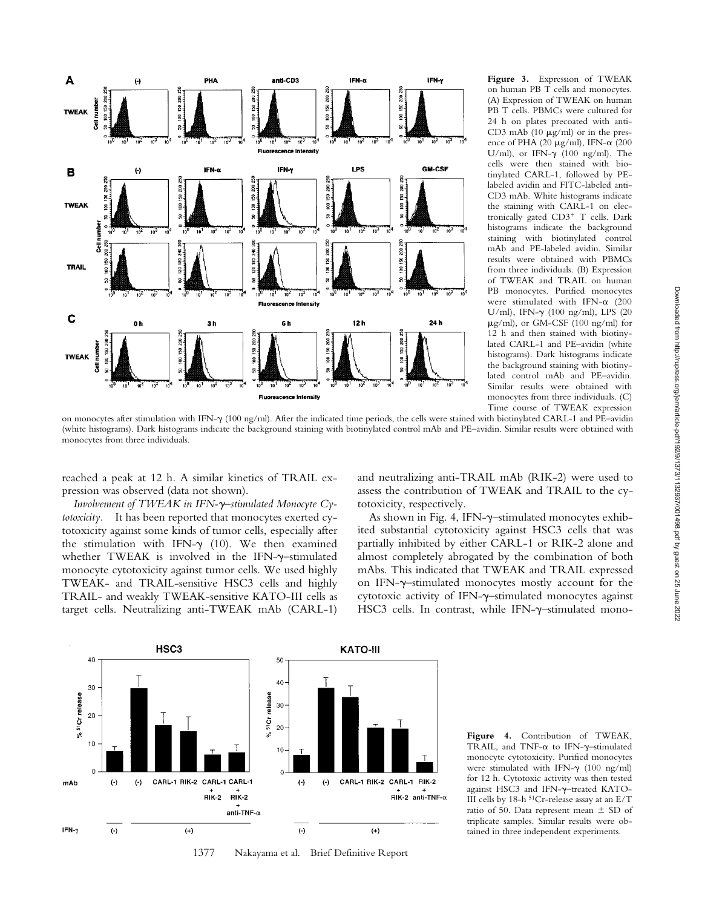A

(-) PHA anti-CD3 IFN-α IFN-γ

TWEAK

Cell number

Fluorescence Intensity

B

(-) IFN-α IFN-γ LPS GM-CSF

TWEAK

TRAIL

Cell number

Fluorescence Intensity

C

0 h 3 h 6 h 12 h 24 h

TWEAK

Cell number

Fluorescence Intensity

**Figure 3.** Expression of TWEAK on human PB T cells and monocytes. (A) Expression of TWEAK on human PB T cells. PBMCs were cultured for 24 h on plates precoated with anti-CD3 mAb (10 μg/ml) or in the presence of PHA (20 μg/ml), IFN-α (200 U/ml), or IFN-γ (100 ng/ml). The cells were then stained with biotinylated CARL-1, followed by PE-labeled avidin and FITC-labeled anti-CD3 mAb. White histograms indicate the staining with CARL-1 on electronically gated $CD3^+$ T cells. Dark histograms indicate the background staining with biotinylated control mAb and PE-labeled avidin. Similar results were obtained with PBMCs from three individuals. (B) Expression of TWEAK and TRAIL on human PB monocytes. Purified monocytes were stimulated with IFN-α (200 U/ml), IFN-γ (100 ng/ml), LPS (20 μg/ml), or GM-CSF (100 ng/ml) for 12 h and then stained with biotinylated CARL-1 and PE–avidin (white histograms). Dark histograms indicate the background staining with biotinylated control mAb and PE–avidin. Similar results were obtained with monocytes from three individuals. (C) Time course of TWEAK expression on monocytes after stimulation with IFN-γ (100 ng/ml). After the indicated time periods, the cells were stained with biotinylated CARL-1 and PE–avidin (white histograms). Dark histograms indicate the background staining with biotinylated control mAb and PE–avidin. Similar results were obtained with monocytes from three individuals.

reached a peak at 12 h. A similar kinetics of TRAIL expression was observed (data not shown).

*Involvement of TWEAK in IFN-γ–stimulated Monocyte Cytotoxicity.* It has been reported that monocytes exerted cytotoxicity against some kinds of tumor cells, especially after the stimulation with IFN-γ (10). We then examined whether TWEAK is involved in the IFN-γ–stimulated monocyte cytotoxicity against tumor cells. We used highly TWEAK- and TRAIL-sensitive HSC3 cells and highly TRAIL- and weakly TWEAK-sensitive KATO-III cells as target cells. Neutralizing anti-TWEAK mAb (CARL-1) and neutralizing anti-TRAIL mAb (RIK-2) were used to assess the contribution of TWEAK and TRAIL to the cytotoxicity, respectively.

As shown in Fig. 4, IFN-γ–stimulated monocytes exhibited substantial cytotoxicity against HSC3 cells that was partially inhibited by either CARL-1 or RIK-2 alone and almost completely abrogated by the combination of both mAbs. This indicated that TWEAK and TRAIL expressed on IFN-γ–stimulated monocytes mostly account for the cytotoxic activity of IFN-γ–stimulated monocytes against HSC3 cells. In contrast, while IFN-γ–stimulated mono-

HSC3

% $^{51}$Cr release

0 10 20 30 40

mAb (-) (-) CARL-1 RIK-2 CARL-1 + RIK-2 CARL-1 + RIK-2 + anti-TNF-α

IFN-γ (-) (+)

KATO-III

% $^{51}$Cr release

0 10 20 30 40 50

(-) (-) CARL-1 RIK-2 CARL-1 + RIK-2 RIK-2 + anti-TNF-α

(-) (+)

**Figure 4.** Contribution of TWEAK, TRAIL, and TNF-α to IFN-γ–stimulated monocyte cytotoxicity. Purified monocytes were stimulated with IFN-γ (100 ng/ml) for 12 h. Cytotoxic activity was then tested against HSC3 and IFN-γ–treated KATO-III cells by 18-h $^{51}$Cr-release assay at an E/T ratio of 50. Data represent mean ± SD of triplicate samples. Similar results were obtained in three independent experiments.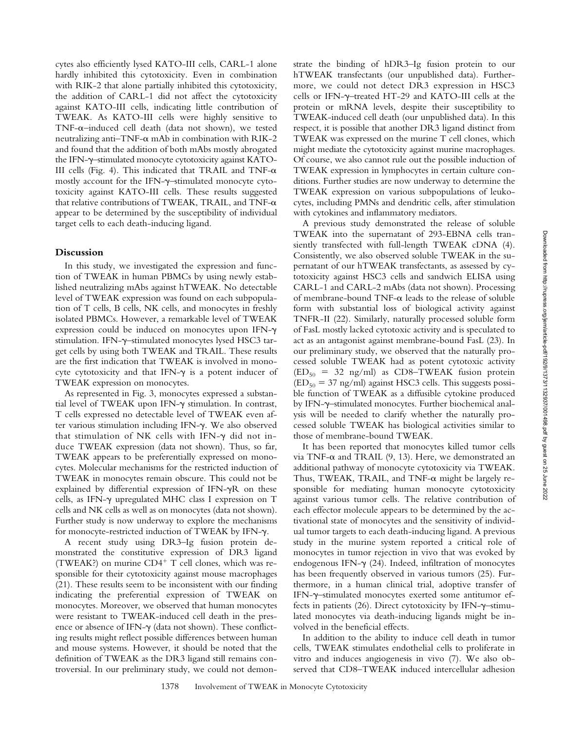cytes also efficiently lysed KATO-III cells, CARL-1 alone hardly inhibited this cytotoxicity. Even in combination with RIK-2 that alone partially inhibited this cytotoxicity, the addition of CARL-1 did not affect the cytotoxicity against KATO-III cells, indicating little contribution of TWEAK. As KATO-III cells were highly sensitive to TNF-α–induced cell death (data not shown), we tested neutralizing anti–TNF-α mAb in combination with RIK-2 and found that the addition of both mAbs mostly abrogated the IFN-γ–stimulated monocyte cytotoxicity against KATO-III cells (Fig. 4). This indicated that TRAIL and TNF-α mostly account for the IFN-γ–stimulated monocyte cytotoxicity against KATO-III cells. These results suggested that relative contributions of TWEAK, TRAIL, and TNF-α appear to be determined by the susceptibility of individual target cells to each death-inducing ligand.

## Discussion

In this study, we investigated the expression and function of TWEAK in human PBMCs by using newly established neutralizing mAbs against hTWEAK. No detectable level of TWEAK expression was found on each subpopulation of T cells, B cells, NK cells, and monocytes in freshly isolated PBMCs. However, a remarkable level of TWEAK expression could be induced on monocytes upon IFN-γ stimulation. IFN-γ–stimulated monocytes lysed HSC3 target cells by using both TWEAK and TRAIL. These results are the first indication that TWEAK is involved in monocyte cytotoxicity and that IFN-γ is a potent inducer of TWEAK expression on monocytes.

As represented in Fig. 3, monocytes expressed a substantial level of TWEAK upon IFN-γ stimulation. In contrast, T cells expressed no detectable level of TWEAK even after various stimulation including IFN-γ. We also observed that stimulation of NK cells with IFN-γ did not induce TWEAK expression (data not shown). Thus, so far, TWEAK appears to be preferentially expressed on monocytes. Molecular mechanisms for the restricted induction of TWEAK in monocytes remain obscure. This could not be explained by differential expression of IFN-γR on these cells, as IFN-γ upregulated MHC class I expression on T cells and NK cells as well as on monocytes (data not shown). Further study is now underway to explore the mechanisms for monocyte-restricted induction of TWEAK by IFN-γ.

A recent study using DR3–Ig fusion protein demonstrated the constitutive expression of DR3 ligand (TWEAK?) on murine $CD4^+$ T cell clones, which was responsible for their cytotoxicity against mouse macrophages (21). These results seem to be inconsistent with our finding indicating the preferential expression of TWEAK on monocytes. Moreover, we observed that human monocytes were resistant to TWEAK-induced cell death in the presence or absence of IFN-γ (data not shown). These conflicting results might reflect possible differences between human and mouse systems. However, it should be noted that the definition of TWEAK as the DR3 ligand still remains controversial. In our preliminary study, we could not demonstrate the binding of hDR3–Ig fusion protein to our hTWEAK transfectants (our unpublished data). Furthermore, we could not detect DR3 expression in HSC3 cells or IFN-γ–treated HT-29 and KATO-III cells at the protein or mRNA levels, despite their susceptibility to TWEAK-induced cell death (our unpublished data). In this respect, it is possible that another DR3 ligand distinct from TWEAK was expressed on the murine T cell clones, which might mediate the cytotoxicity against murine macrophages. Of course, we also cannot rule out the possible induction of TWEAK expression in lymphocytes in certain culture conditions. Further studies are now underway to determine the TWEAK expression on various subpopulations of leukocytes, including PMNs and dendritic cells, after stimulation with cytokines and inflammatory mediators.

A previous study demonstrated the release of soluble TWEAK into the supernatant of 293-EBNA cells transiently transfected with full-length TWEAK cDNA (4). Consistently, we also observed soluble TWEAK in the supernatant of our hTWEAK transfectants, as assessed by cytotoxicity against HSC3 cells and sandwich ELISA using CARL-1 and CARL-2 mAbs (data not shown). Processing of membrane-bound TNF-α leads to the release of soluble form with substantial loss of biological activity against TNFR-II (22). Similarly, naturally processed soluble form of FasL mostly lacked cytotoxic activity and is speculated to act as an antagonist against membrane-bound FasL (23). In our preliminary study, we observed that the naturally processed soluble TWEAK had as potent cytotoxic activity ($ED_{50}$ = 32 ng/ml) as CD8–TWEAK fusion protein ($ED_{50}$ = 37 ng/ml) against HSC3 cells. This suggests possible function of TWEAK as a diffusible cytokine produced by IFN-γ–stimulated monocytes. Further biochemical analysis will be needed to clarify whether the naturally processed soluble TWEAK has biological activities similar to those of membrane-bound TWEAK.

It has been reported that monocytes killed tumor cells via TNF-α and TRAIL (9, 13). Here, we demonstrated an additional pathway of monocyte cytotoxicity via TWEAK. Thus, TWEAK, TRAIL, and TNF-α might be largely responsible for mediating human monocyte cytotoxicity against various tumor cells. The relative contribution of each effector molecule appears to be determined by the activational state of monocytes and the sensitivity of individual tumor targets to each death-inducing ligand. A previous study in the murine system reported a critical role of monocytes in tumor rejection in vivo that was evoked by endogenous IFN-γ (24). Indeed, infiltration of monocytes has been frequently observed in various tumors (25). Furthermore, in a human clinical trial, adoptive transfer of IFN-γ–stimulated monocytes exerted some antitumor effects in patients (26). Direct cytotoxicity by IFN-γ–stimulated monocytes via death-inducing ligands might be involved in the beneficial effects.

In addition to the ability to induce cell death in tumor cells, TWEAK stimulates endothelial cells to proliferate in vitro and induces angiogenesis in vivo (7). We also observed that CD8–TWEAK induced intercellular adhesion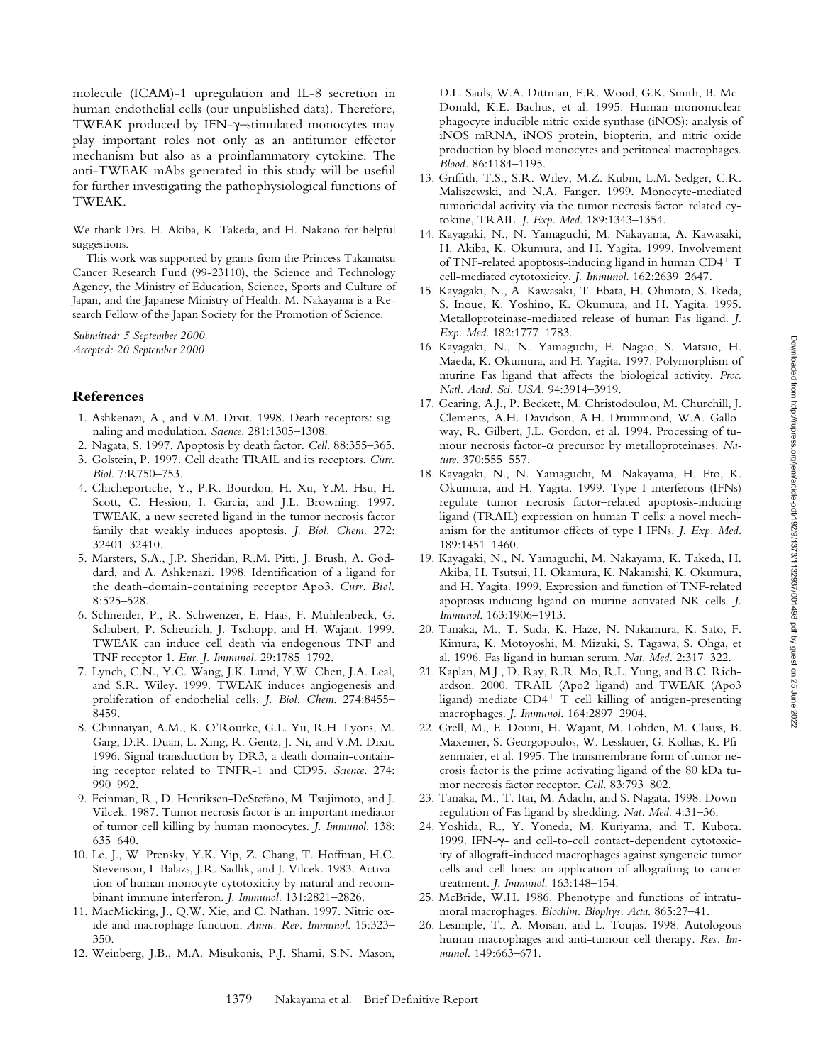molecule (ICAM)-1 upregulation and IL-8 secretion in human endothelial cells (our unpublished data). Therefore, TWEAK produced by IFN-γ–stimulated monocytes may play important roles not only as an antitumor effector mechanism but also as a proinflammatory cytokine. The anti-TWEAK mAbs generated in this study will be useful for further investigating the pathophysiological functions of TWEAK.

We thank Drs. H. Akiba, K. Takeda, and H. Nakano for helpful suggestions.

This work was supported by grants from the Princess Takamatsu Cancer Research Fund (99-23110), the Science and Technology Agency, the Ministry of Education, Science, Sports and Culture of Japan, and the Japanese Ministry of Health. M. Nakayama is a Research Fellow of the Japan Society for the Promotion of Science.

*Submitted: 5 September 2000*
*Accepted: 20 September 2000*

## References

1. Ashkenazi, A., and V.M. Dixit. 1998. Death receptors: signaling and modulation. *Science.* 281:1305–1308.
2. Nagata, S. 1997. Apoptosis by death factor. *Cell.* 88:355–365.
3. Golstein, P. 1997. Cell death: TRAIL and its receptors. *Curr. Biol.* 7:R750–753.
4. Chicheportiche, Y., P.R. Bourdon, H. Xu, Y.M. Hsu, H. Scott, C. Hession, I. Garcia, and J.L. Browning. 1997. TWEAK, a new secreted ligand in the tumor necrosis factor family that weakly induces apoptosis. *J. Biol. Chem.* 272: 32401–32410.
5. Marsters, S.A., J.P. Sheridan, R.M. Pitti, J. Brush, A. Goddard, and A. Ashkenazi. 1998. Identification of a ligand for the death-domain-containing receptor Apo3. *Curr. Biol.* 8:525–528.
6. Schneider, P., R. Schwenzer, E. Haas, F. Muhlenbeck, G. Schubert, P. Scheurich, J. Tschopp, and H. Wajant. 1999. TWEAK can induce cell death via endogenous TNF and TNF receptor 1. *Eur. J. Immunol.* 29:1785–1792.
7. Lynch, C.N., Y.C. Wang, J.K. Lund, Y.W. Chen, J.A. Leal, and S.R. Wiley. 1999. TWEAK induces angiogenesis and proliferation of endothelial cells. *J. Biol. Chem.* 274:8455–8459.
8. Chinnaiyan, A.M., K. O'Rourke, G.L. Yu, R.H. Lyons, M. Garg, D.R. Duan, L. Xing, R. Gentz, J. Ni, and V.M. Dixit. 1996. Signal transduction by DR3, a death domain-containing receptor related to TNFR-1 and CD95. *Science.* 274: 990–992.
9. Feinman, R., D. Henriksen-DeStefano, M. Tsujimoto, and J. Vilcek. 1987. Tumor necrosis factor is an important mediator of tumor cell killing by human monocytes. *J. Immunol.* 138: 635–640.
10. Le, J., W. Prensky, Y.K. Yip, Z. Chang, T. Hoffman, H.C. Stevenson, I. Balazs, J.R. Sadlik, and J. Vilcek. 1983. Activation of human monocyte cytotoxicity by natural and recombinant immune interferon. *J. Immunol.* 131:2821–2826.
11. MacMicking, J., Q.W. Xie, and C. Nathan. 1997. Nitric oxide and macrophage function. *Annu. Rev. Immunol.* 15:323–350.
12. Weinberg, J.B., M.A. Misukonis, P.J. Shami, S.N. Mason, D.L. Sauls, W.A. Dittman, E.R. Wood, G.K. Smith, B. McDonald, K.E. Bachus, et al. 1995. Human mononuclear phagocyte inducible nitric oxide synthase (iNOS): analysis of iNOS mRNA, iNOS protein, biopterin, and nitric oxide production by blood monocytes and peritoneal macrophages. *Blood.* 86:1184–1195.
13. Griffith, T.S., S.R. Wiley, M.Z. Kubin, L.M. Sedger, C.R. Maliszewski, and N.A. Fanger. 1999. Monocyte-mediated tumoricidal activity via the tumor necrosis factor–related cytokine, TRAIL. *J. Exp. Med.* 189:1343–1354.
14. Kayagaki, N., N. Yamaguchi, M. Nakayama, A. Kawasaki, H. Akiba, K. Okumura, and H. Yagita. 1999. Involvement of TNF-related apoptosis-inducing ligand in human CD4+ T cell-mediated cytotoxicity. *J. Immunol.* 162:2639–2647.
15. Kayagaki, N., A. Kawasaki, T. Ebata, H. Ohmoto, S. Ikeda, S. Inoue, K. Yoshino, K. Okumura, and H. Yagita. 1995. Metalloproteinase-mediated release of human Fas ligand. *J. Exp. Med.* 182:1777–1783.
16. Kayagaki, N., N. Yamaguchi, F. Nagao, S. Matsuo, H. Maeda, K. Okumura, and H. Yagita. 1997. Polymorphism of murine Fas ligand that affects the biological activity. *Proc. Natl. Acad. Sci. USA.* 94:3914–3919.
17. Gearing, A.J., P. Beckett, M. Christodoulou, M. Churchill, J. Clements, A.H. Davidson, A.H. Drummond, W.A. Galloway, R. Gilbert, J.L. Gordon, et al. 1994. Processing of tumour necrosis factor-α precursor by metalloproteinases. *Nature.* 370:555–557.
18. Kayagaki, N., N. Yamaguchi, M. Nakayama, H. Eto, K. Okumura, and H. Yagita. 1999. Type I interferons (IFNs) regulate tumor necrosis factor–related apoptosis-inducing ligand (TRAIL) expression on human T cells: a novel mechanism for the antitumor effects of type I IFNs. *J. Exp. Med.* 189:1451–1460.
19. Kayagaki, N., N. Yamaguchi, M. Nakayama, K. Takeda, H. Akiba, H. Tsutsui, H. Okamura, K. Nakanishi, K. Okumura, and H. Yagita. 1999. Expression and function of TNF-related apoptosis-inducing ligand on murine activated NK cells. *J. Immunol.* 163:1906–1913.
20. Tanaka, M., T. Suda, K. Haze, N. Nakamura, K. Sato, F. Kimura, K. Motoyoshi, M. Mizuki, S. Tagawa, S. Ohga, et al. 1996. Fas ligand in human serum. *Nat. Med.* 2:317–322.
21. Kaplan, M.J., D. Ray, R.R. Mo, R.L. Yung, and B.C. Richardson. 2000. TRAIL (Apo2 ligand) and TWEAK (Apo3 ligand) mediate CD4+ T cell killing of antigen-presenting macrophages. *J. Immunol.* 164:2897–2904.
22. Grell, M., E. Douni, H. Wajant, M. Lohden, M. Clauss, B. Maxeiner, S. Georgopoulos, W. Lesslauer, G. Kollias, K. Pfizenmaier, et al. 1995. The transmembrane form of tumor necrosis factor is the prime activating ligand of the 80 kDa tumor necrosis factor receptor. *Cell.* 83:793–802.
23. Tanaka, M., T. Itai, M. Adachi, and S. Nagata. 1998. Downregulation of Fas ligand by shedding. *Nat. Med.* 4:31–36.
24. Yoshida, R., Y. Yoneda, M. Kuriyama, and T. Kubota. 1999. IFN-γ- and cell-to-cell contact-dependent cytotoxicity of allograft-induced macrophages against syngeneic tumor cells and cell lines: an application of allografting to cancer treatment. *J. Immunol.* 163:148–154.
25. McBride, W.H. 1986. Phenotype and functions of intratumoral macrophages. *Biochim. Biophys. Acta.* 865:27–41.
26. Lesimple, T., A. Moisan, and L. Toujas. 1998. Autologous human macrophages and anti-tumour cell therapy. *Res. Immunol.* 149:663–671.